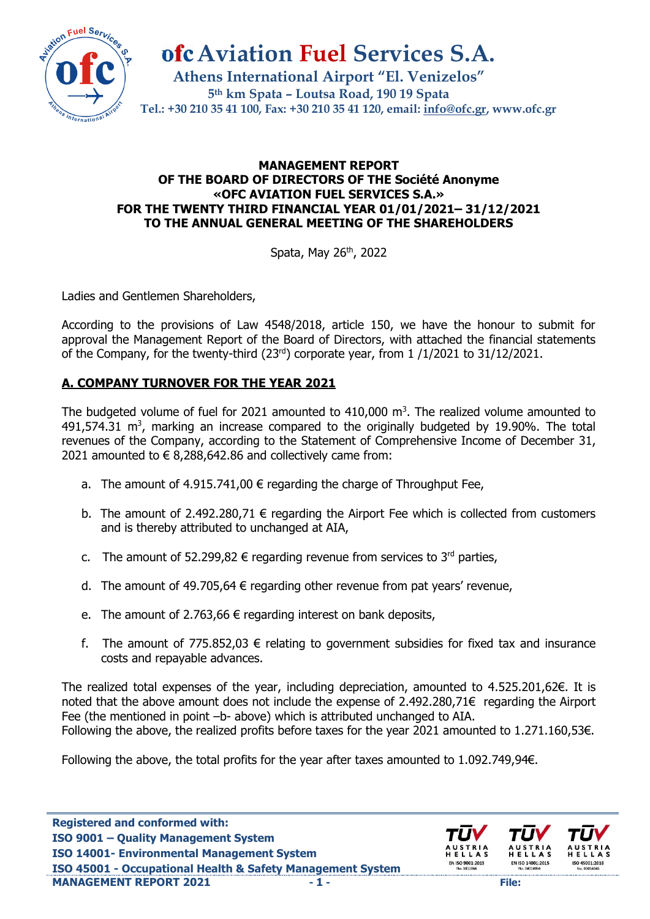**ofc Aviation Fuel Services S.A.**

**Athens International Airport "El. Venizelos"**
**5th km Spata – Loutsa Road, 190 19 Spata**
**Tel.: +30 210 35 41 100, Fax: +30 210 35 41 120, email: info@ofc.gr, www.ofc.gr**

**MANAGEMENT REPORT**
**OF THE BOARD OF DIRECTORS OF THE Société Anonyme**
**«OFC AVIATION FUEL SERVICES S.A.»**
**FOR THE TWENTY THIRD FINANCIAL YEAR 01/01/2021– 31/12/2021**
**TO THE ANNUAL GENERAL MEETING OF THE SHAREHOLDERS**

Spata, May 26th, 2022

Ladies and Gentlemen Shareholders,

According to the provisions of Law 4548/2018, article 150, we have the honour to submit for approval the Management Report of the Board of Directors, with attached the financial statements of the Company, for the twenty-third (23rd) corporate year, from 1 /1/2021 to 31/12/2021.

## A. COMPANY TURNOVER FOR THE YEAR 2021

The budgeted volume of fuel for 2021 amounted to 410,000 $m^3$. The realized volume amounted to 491,574.31 $m^3$, marking an increase compared to the originally budgeted by 19.90%. The total revenues of the Company, according to the Statement of Comprehensive Income of December 31, 2021 amounted to € 8,288,642.86 and collectively came from:

a. The amount of 4.915.741,00 € regarding the charge of Throughput Fee,

b. The amount of 2.492.280,71 € regarding the Airport Fee which is collected from customers and is thereby attributed to unchanged at AIA,

c. The amount of 52.299,82 € regarding revenue from services to 3rd parties,

d. The amount of 49.705,64 € regarding other revenue from pat years' revenue,

e. The amount of 2.763,66 € regarding interest on bank deposits,

f. The amount of 775.852,03 € relating to government subsidies for fixed tax and insurance costs and repayable advances.

The realized total expenses of the year, including depreciation, amounted to 4.525.201,62€. It is noted that the above amount does not include the expense of 2.492.280,71€ regarding the Airport Fee (the mentioned in point –b- above) which is attributed unchanged to AIA.
Following the above, the realized profits before taxes for the year 2021 amounted to 1.271.160,53€.

Following the above, the total profits for the year after taxes amounted to 1.092.749,94€.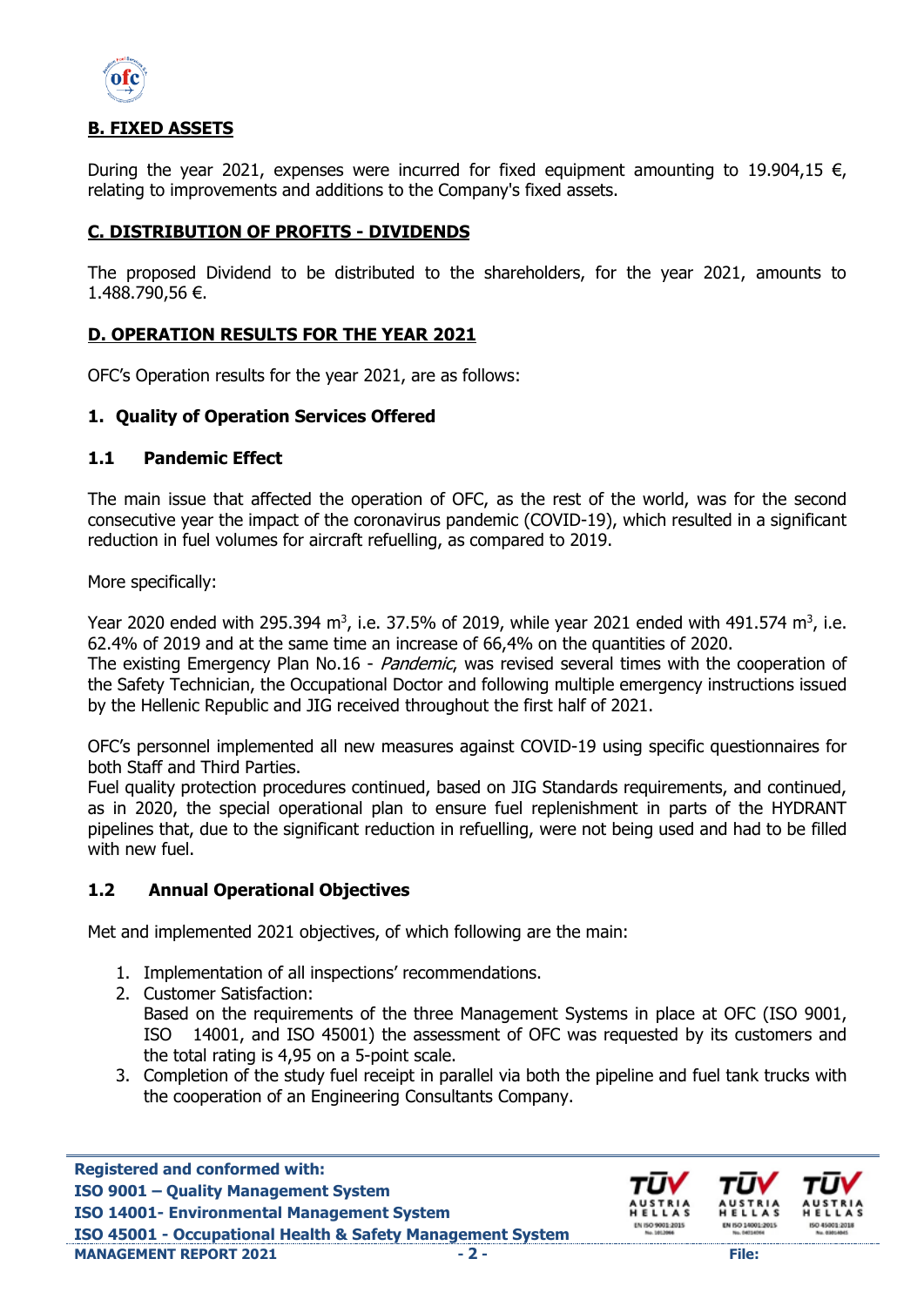## B. FIXED ASSETS

During the year 2021, expenses were incurred for fixed equipment amounting to 19.904,15 €, relating to improvements and additions to the Company's fixed assets.

## C. DISTRIBUTION OF PROFITS - DIVIDENDS

The proposed Dividend to be distributed to the shareholders, for the year 2021, amounts to 1.488.790,56 €.

## D. OPERATION RESULTS FOR THE YEAR 2021

OFC's Operation results for the year 2021, are as follows:

### 1. Quality of Operation Services Offered

#### 1.1 Pandemic Effect

The main issue that affected the operation of OFC, as the rest of the world, was for the second consecutive year the impact of the coronavirus pandemic (COVID-19), which resulted in a significant reduction in fuel volumes for aircraft refuelling, as compared to 2019.

More specifically:

Year 2020 ended with 295.394 $m^3$, i.e. 37.5% of 2019, while year 2021 ended with 491.574 $m^3$, i.e. 62.4% of 2019 and at the same time an increase of 66,4% on the quantities of 2020.
The existing Emergency Plan No.16 - *Pandemic*, was revised several times with the cooperation of the Safety Technician, the Occupational Doctor and following multiple emergency instructions issued by the Hellenic Republic and JIG received throughout the first half of 2021.

OFC's personnel implemented all new measures against COVID-19 using specific questionnaires for both Staff and Third Parties.
Fuel quality protection procedures continued, based on JIG Standards requirements, and continued, as in 2020, the special operational plan to ensure fuel replenishment in parts of the HYDRANT pipelines that, due to the significant reduction in refuelling, were not being used and had to be filled with new fuel.

#### 1.2 Annual Operational Objectives

Met and implemented 2021 objectives, of which following are the main:

1. Implementation of all inspections' recommendations.
2. Customer Satisfaction:
   Based on the requirements of the three Management Systems in place at OFC (ISO 9001, ISO 14001, and ISO 45001) the assessment of OFC was requested by its customers and the total rating is 4,95 on a 5-point scale.
3. Completion of the study fuel receipt in parallel via both the pipeline and fuel tank trucks with the cooperation of an Engineering Consultants Company.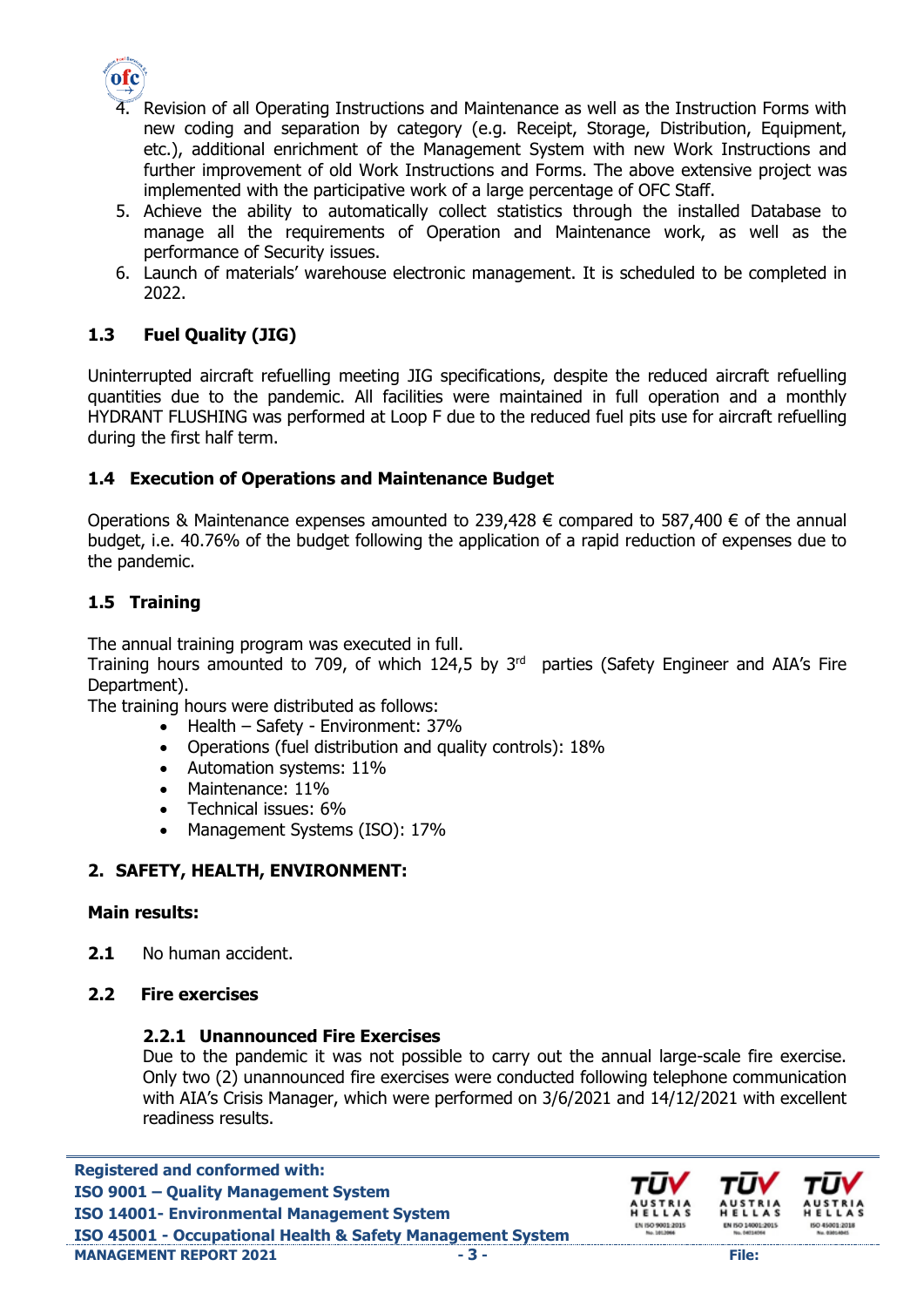4. Revision of all Operating Instructions and Maintenance as well as the Instruction Forms with new coding and separation by category (e.g. Receipt, Storage, Distribution, Equipment, etc.), additional enrichment of the Management System with new Work Instructions and further improvement of old Work Instructions and Forms. The above extensive project was implemented with the participative work of a large percentage of OFC Staff.
5. Achieve the ability to automatically collect statistics through the installed Database to manage all the requirements of Operation and Maintenance work, as well as the performance of Security issues.
6. Launch of materials' warehouse electronic management. It is scheduled to be completed in 2022.

### 1.3 Fuel Quality (JIG)

Uninterrupted aircraft refuelling meeting JIG specifications, despite the reduced aircraft refuelling quantities due to the pandemic. All facilities were maintained in full operation and a monthly HYDRANT FLUSHING was performed at Loop F due to the reduced fuel pits use for aircraft refuelling during the first half term.

### 1.4 Execution of Operations and Maintenance Budget

Operations & Maintenance expenses amounted to 239,428 € compared to 587,400 € of the annual budget, i.e. 40.76% of the budget following the application of a rapid reduction of expenses due to the pandemic.

### 1.5 Training

The annual training program was executed in full.
Training hours amounted to 709, of which 124,5 by 3rd parties (Safety Engineer and AIA's Fire Department).
The training hours were distributed as follows:

- Health – Safety - Environment: 37%
- Operations (fuel distribution and quality controls): 18%
- Automation systems: 11%
- Maintenance: 11%
- Technical issues: 6%
- Management Systems (ISO): 17%

## 2. SAFETY, HEALTH, ENVIRONMENT:

**Main results:**

**2.1** No human accident.

### 2.2 Fire exercises

#### 2.2.1 Unannounced Fire Exercises

Due to the pandemic it was not possible to carry out the annual large-scale fire exercise. Only two (2) unannounced fire exercises were conducted following telephone communication with AIA's Crisis Manager, which were performed on 3/6/2021 and 14/12/2021 with excellent readiness results.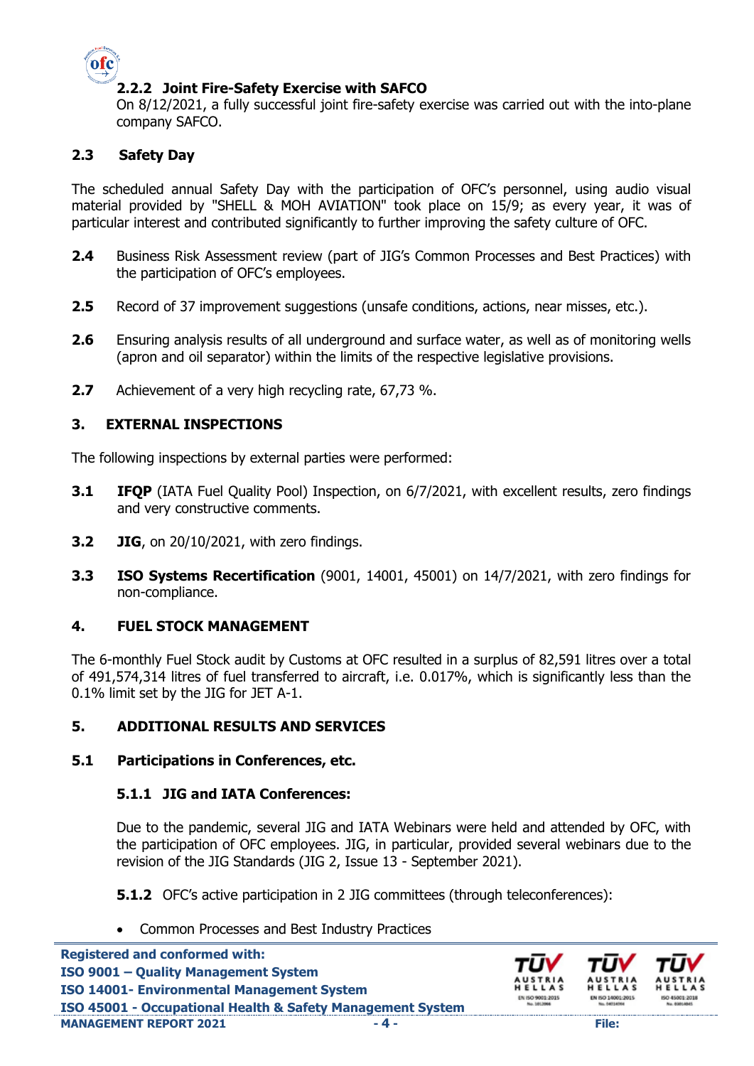#### 2.2.2 Joint Fire-Safety Exercise with SAFCO

On 8/12/2021, a fully successful joint fire-safety exercise was carried out with the into-plane company SAFCO.

### 2.3 Safety Day

The scheduled annual Safety Day with the participation of OFC's personnel, using audio visual material provided by "SHELL & MOH AVIATION" took place on 15/9; as every year, it was of particular interest and contributed significantly to further improving the safety culture of OFC.

**2.4** Business Risk Assessment review (part of JIG's Common Processes and Best Practices) with the participation of OFC's employees.

**2.5** Record of 37 improvement suggestions (unsafe conditions, actions, near misses, etc.).

**2.6** Ensuring analysis results of all underground and surface water, as well as of monitoring wells (apron and oil separator) within the limits of the respective legislative provisions.

**2.7** Achievement of a very high recycling rate, 67,73 %.

## 3. EXTERNAL INSPECTIONS

The following inspections by external parties were performed:

**3.1** **IFQP** (IATA Fuel Quality Pool) Inspection, on 6/7/2021, with excellent results, zero findings and very constructive comments.

**3.2** **JIG**, on 20/10/2021, with zero findings.

**3.3** **ISO Systems Recertification** (9001, 14001, 45001) on 14/7/2021, with zero findings for non-compliance.

## 4. FUEL STOCK MANAGEMENT

The 6-monthly Fuel Stock audit by Customs at OFC resulted in a surplus of 82,591 litres over a total of 491,574,314 litres of fuel transferred to aircraft, i.e. 0.017%, which is significantly less than the 0.1% limit set by the JIG for JET A-1.

## 5. ADDITIONAL RESULTS AND SERVICES

### 5.1 Participations in Conferences, etc.

#### 5.1.1 JIG and IATA Conferences:

Due to the pandemic, several JIG and IATA Webinars were held and attended by OFC, with the participation of OFC employees. JIG, in particular, provided several webinars due to the revision of the JIG Standards (JIG 2, Issue 13 - September 2021).

**5.1.2** OFC's active participation in 2 JIG committees (through teleconferences):

- Common Processes and Best Industry Practices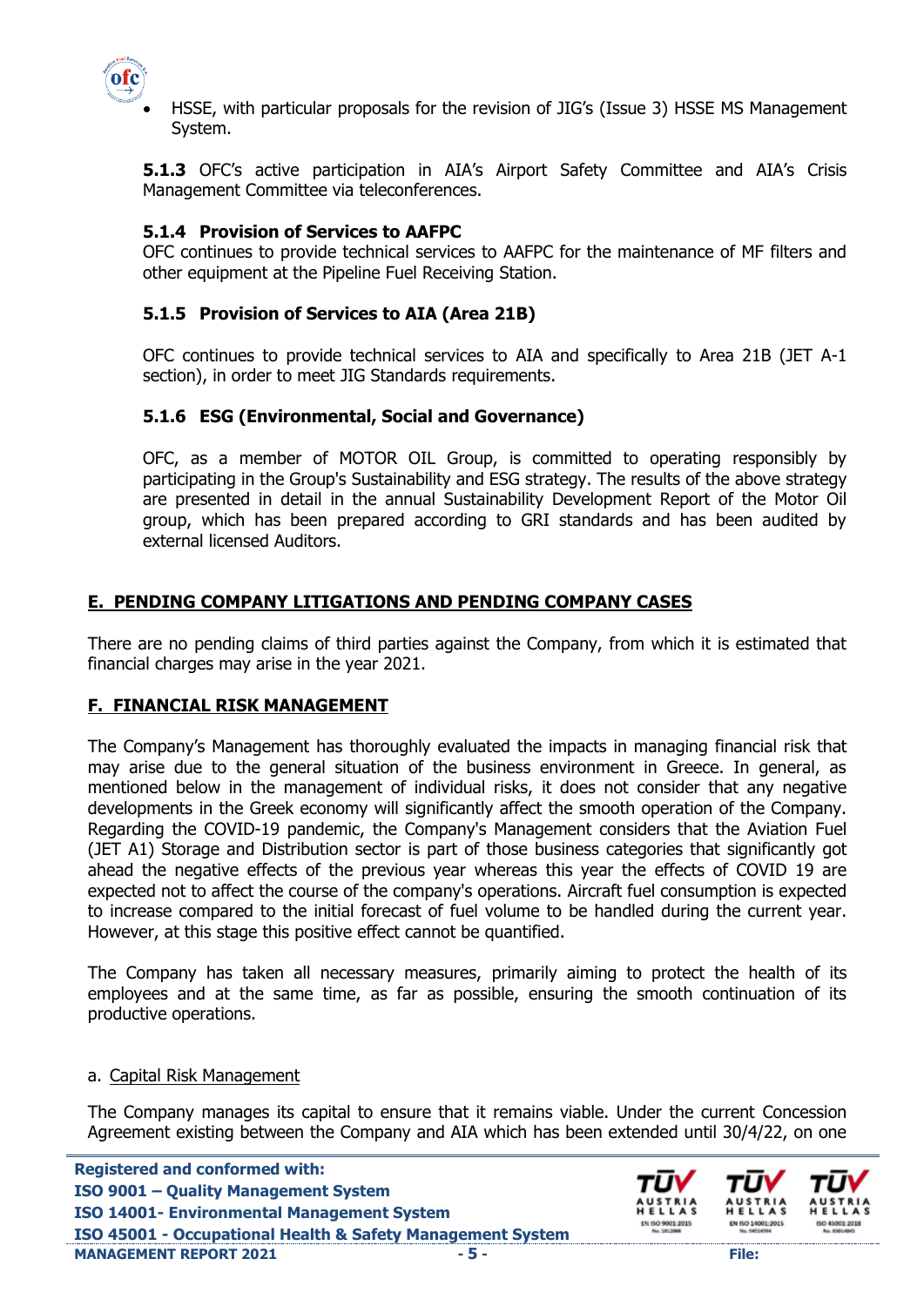- HSSE, with particular proposals for the revision of JIG's (Issue 3) HSSE MS Management System.

**5.1.3** OFC's active participation in AIA's Airport Safety Committee and AIA's Crisis Management Committee via teleconferences.

### 5.1.4 Provision of Services to AAFPC

OFC continues to provide technical services to AAFPC for the maintenance of MF filters and other equipment at the Pipeline Fuel Receiving Station.

### 5.1.5 Provision of Services to AIA (Area 21B)

OFC continues to provide technical services to AIA and specifically to Area 21B (JET A-1 section), in order to meet JIG Standards requirements.

### 5.1.6 ESG (Environmental, Social and Governance)

OFC, as a member of MOTOR OIL Group, is committed to operating responsibly by participating in the Group's Sustainability and ESG strategy. The results of the above strategy are presented in detail in the annual Sustainability Development Report of the Motor Oil group, which has been prepared according to GRI standards and has been audited by external licensed Auditors.

## E. PENDING COMPANY LITIGATIONS AND PENDING COMPANY CASES

There are no pending claims of third parties against the Company, from which it is estimated that financial charges may arise in the year 2021.

## F. FINANCIAL RISK MANAGEMENT

The Company's Management has thoroughly evaluated the impacts in managing financial risk that may arise due to the general situation of the business environment in Greece. In general, as mentioned below in the management of individual risks, it does not consider that any negative developments in the Greek economy will significantly affect the smooth operation of the Company. Regarding the COVID-19 pandemic, the Company's Management considers that the Aviation Fuel (JET A1) Storage and Distribution sector is part of those business categories that significantly got ahead the negative effects of the previous year whereas this year the effects of COVID 19 are expected not to affect the course of the company's operations. Aircraft fuel consumption is expected to increase compared to the initial forecast of fuel volume to be handled during the current year. However, at this stage this positive effect cannot be quantified.

The Company has taken all necessary measures, primarily aiming to protect the health of its employees and at the same time, as far as possible, ensuring the smooth continuation of its productive operations.

a. Capital Risk Management

The Company manages its capital to ensure that it remains viable. Under the current Concession Agreement existing between the Company and AIA which has been extended until 30/4/22, on one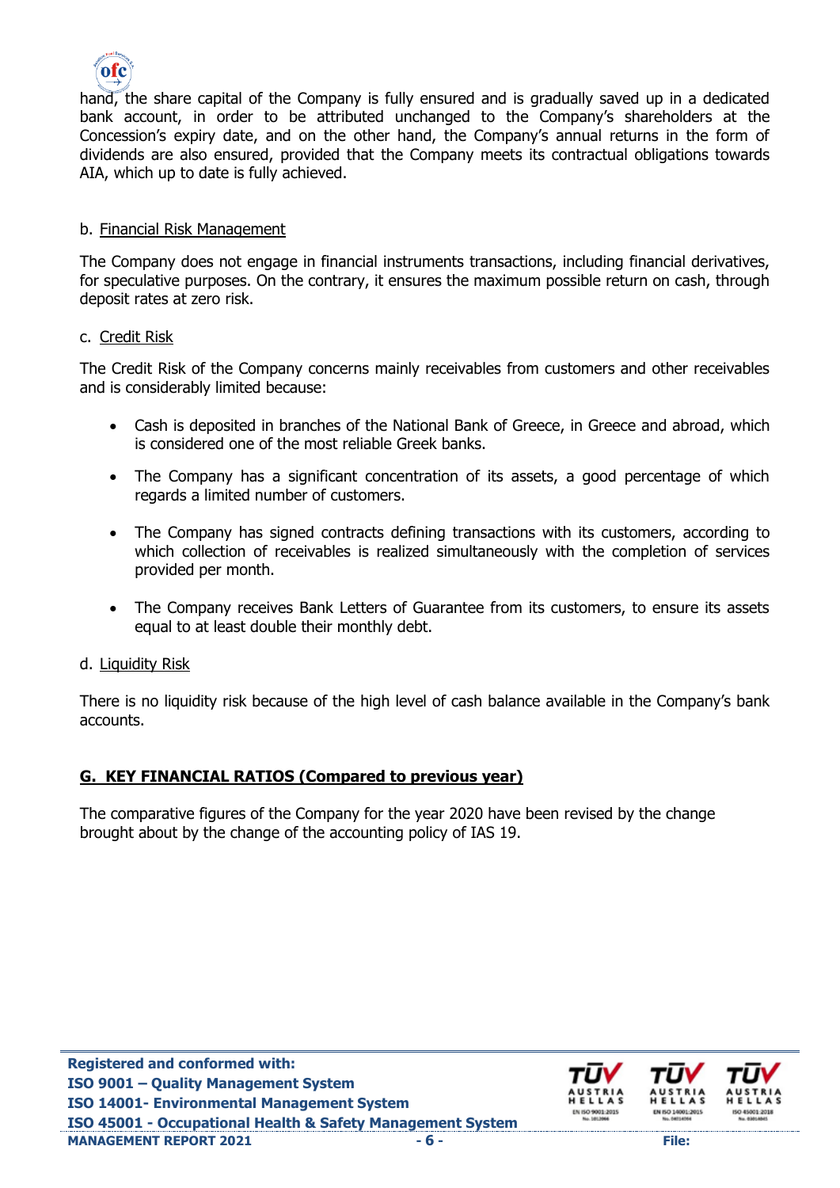hand, the share capital of the Company is fully ensured and is gradually saved up in a dedicated bank account, in order to be attributed unchanged to the Company's shareholders at the Concession's expiry date, and on the other hand, the Company's annual returns in the form of dividends are also ensured, provided that the Company meets its contractual obligations towards AIA, which up to date is fully achieved.

b. Financial Risk Management

The Company does not engage in financial instruments transactions, including financial derivatives, for speculative purposes. On the contrary, it ensures the maximum possible return on cash, through deposit rates at zero risk.

c. Credit Risk

The Credit Risk of the Company concerns mainly receivables from customers and other receivables and is considerably limited because:

- Cash is deposited in branches of the National Bank of Greece, in Greece and abroad, which is considered one of the most reliable Greek banks.
- The Company has a significant concentration of its assets, a good percentage of which regards a limited number of customers.
- The Company has signed contracts defining transactions with its customers, according to which collection of receivables is realized simultaneously with the completion of services provided per month.
- The Company receives Bank Letters of Guarantee from its customers, to ensure its assets equal to at least double their monthly debt.

d. Liquidity Risk

There is no liquidity risk because of the high level of cash balance available in the Company's bank accounts.

## G. KEY FINANCIAL RATIOS (Compared to previous year)

The comparative figures of the Company for the year 2020 have been revised by the change brought about by the change of the accounting policy of IAS 19.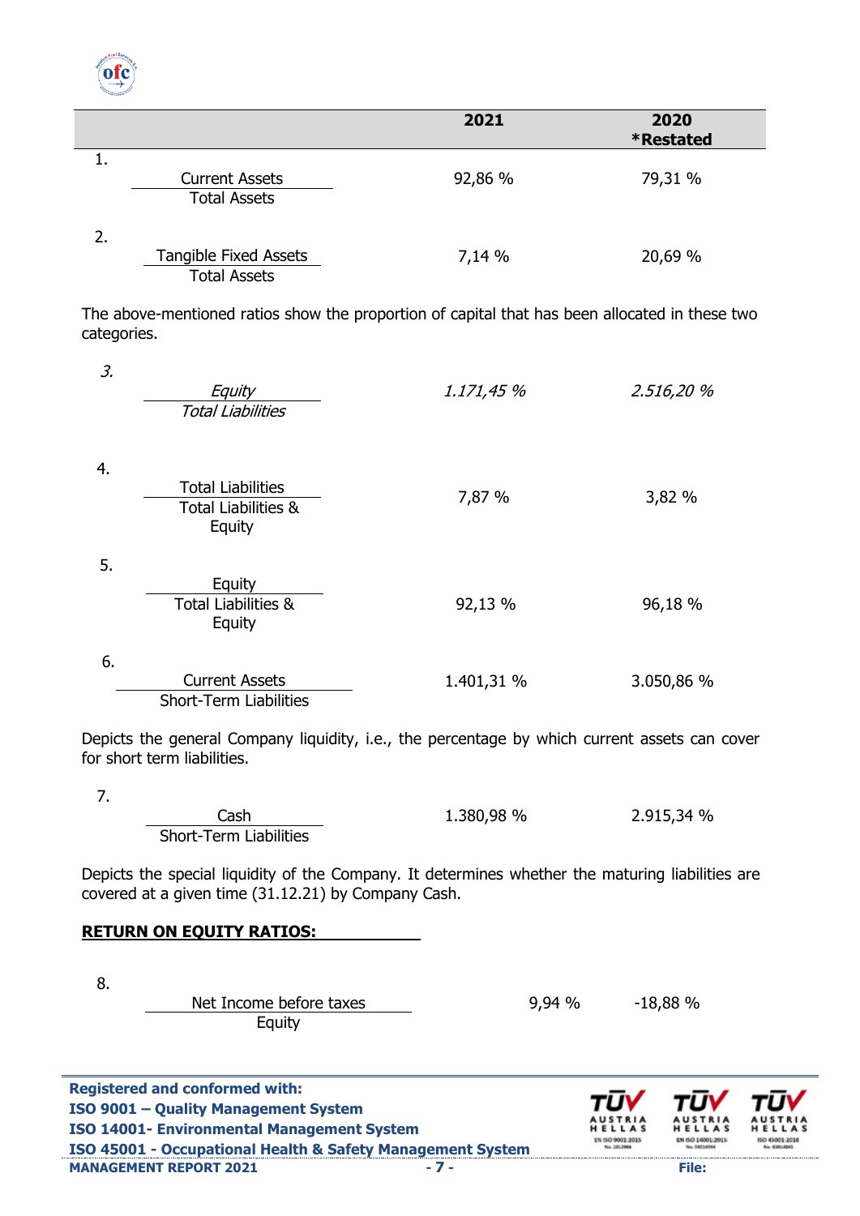| | 2021 | 2020 *Restated |
|---|---|---|
| 1. $\frac{\text{Current Assets}}{\text{Total Assets}}$ | 92,86 % | 79,31 % |
| 2. $\frac{\text{Tangible Fixed Assets}}{\text{Total Assets}}$ | 7,14 % | 20,69 % |

The above-mentioned ratios show the proportion of capital that has been allocated in these two categories.

| | 2021 | 2020 *Restated |
|---|---|---|
| *3.* $\frac{\text{Equity}}{\text{Total Liabilities}}$ | *1.171,45 %* | *2.516,20 %* |
| 4. $\frac{\text{Total Liabilities}}{\text{Total Liabilities \& Equity}}$ | 7,87 % | 3,82 % |
| 5. $\frac{\text{Equity}}{\text{Total Liabilities \& Equity}}$ | 92,13 % | 96,18 % |
| 6. $\frac{\text{Current Assets}}{\text{Short-Term Liabilities}}$ | 1.401,31 % | 3.050,86 % |

Depicts the general Company liquidity, i.e., the percentage by which current assets can cover for short term liabilities.

| | 2021 | 2020 *Restated |
|---|---|---|
| 7. $\frac{\text{Cash}}{\text{Short-Term Liabilities}}$ | 1.380,98 % | 2.915,34 % |

Depicts the special liquidity of the Company. It determines whether the maturing liabilities are covered at a given time (31.12.21) by Company Cash.

**RETURN ON EQUITY RATIOS:**

| | 2021 | 2020 *Restated |
|---|---|---|
| 8. $\frac{\text{Net Income before taxes}}{\text{Equity}}$ | 9,94 % | -18,88 % |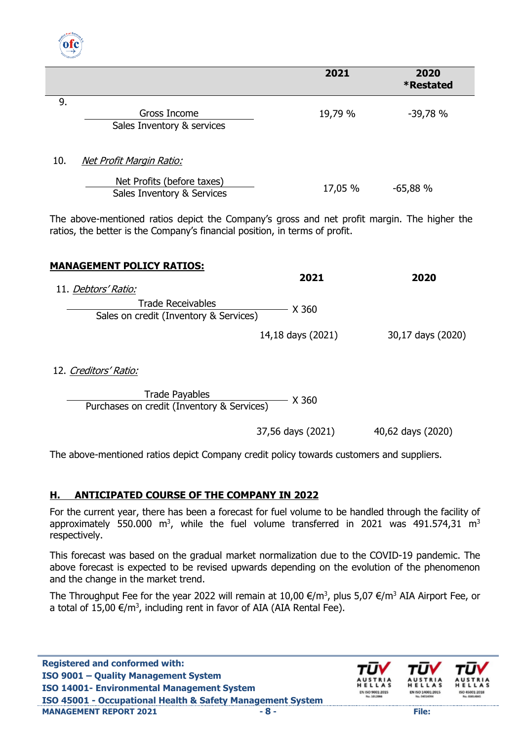| | 2021 | 2020 *Restated |
|---|---|---|
| 9. $\frac{\text{Gross Income}}{\text{Sales Inventory \& services}}$ | 19,79 % | -39,78 % |
| 10. *Net Profit Margin Ratio:* $\frac{\text{Net Profits (before taxes)}}{\text{Sales Inventory \& Services}}$ | 17,05 % | -65,88 % |

The above-mentioned ratios depict the Company's gross and net profit margin. The higher the ratios, the better is the Company's financial position, in terms of profit.

**MANAGEMENT POLICY RATIOS:**

| | 2021 | 2020 |
|---|---|---|
| 11. *Debtors' Ratio:* $\frac{\text{Trade Receivables}}{\text{Sales on credit (Inventory \& Services)}} \times 360$ | 14,18 days (2021) | 30,17 days (2020) |
| 12. *Creditors' Ratio:* $\frac{\text{Trade Payables}}{\text{Purchases on credit (Inventory \& Services)}} \times 360$ | 37,56 days (2021) | 40,62 days (2020) |

The above-mentioned ratios depict Company credit policy towards customers and suppliers.

## H. ANTICIPATED COURSE OF THE COMPANY IN 2022

For the current year, there has been a forecast for fuel volume to be handled through the facility of approximately 550.000 $m^3$, while the fuel volume transferred in 2021 was 491.574,31 $m^3$ respectively.

This forecast was based on the gradual market normalization due to the COVID-19 pandemic. The above forecast is expected to be revised upwards depending on the evolution of the phenomenon and the change in the market trend.

The Throughput Fee for the year 2022 will remain at 10,00 €/$m^3$, plus 5,07 €/$m^3$ AIA Airport Fee, or a total of 15,00 €/$m^3$, including rent in favor of AIA (AIA Rental Fee).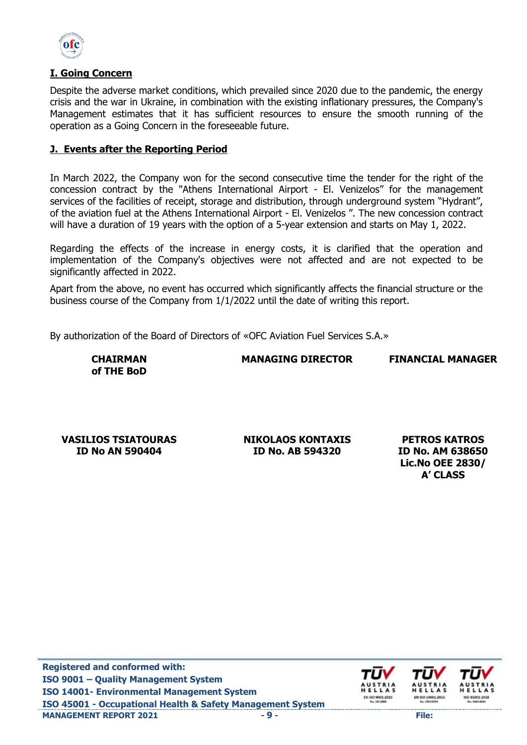## I. Going Concern

Despite the adverse market conditions, which prevailed since 2020 due to the pandemic, the energy crisis and the war in Ukraine, in combination with the existing inflationary pressures, the Company's Management estimates that it has sufficient resources to ensure the smooth running of the operation as a Going Concern in the foreseeable future.

## J. Events after the Reporting Period

In March 2022, the Company won for the second consecutive time the tender for the right of the concession contract by the "Athens International Airport - El. Venizelos" for the management services of the facilities of receipt, storage and distribution, through underground system "Hydrant", of the aviation fuel at the Athens International Airport - El. Venizelos ". The new concession contract will have a duration of 19 years with the option of a 5-year extension and starts on May 1, 2022.

Regarding the effects of the increase in energy costs, it is clarified that the operation and implementation of the Company's objectives were not affected and are not expected to be significantly affected in 2022.

Apart from the above, no event has occurred which significantly affects the financial structure or the business course of the Company from 1/1/2022 until the date of writing this report.

By authorization of the Board of Directors of «OFC Aviation Fuel Services S.A.»

| | | |
|---|---|---|
| **CHAIRMAN of THE BoD** | **MANAGING DIRECTOR** | **FINANCIAL MANAGER** |
| **VASILIOS TSIATOURAS**<br>**ID No AN 590404** | **NIKOLAOS KONTAXIS**<br>**ID No. AB 594320** | **PETROS KATROS**<br>**ID No. AM 638650**<br>**Lic.No OEE 2830/ A' CLASS** |

**Registered and conformed with:**
**ISO 9001 – Quality Management System**
**ISO 14001- Environmental Management System**
**ISO 45001 - Occupational Health & Safety Management System**